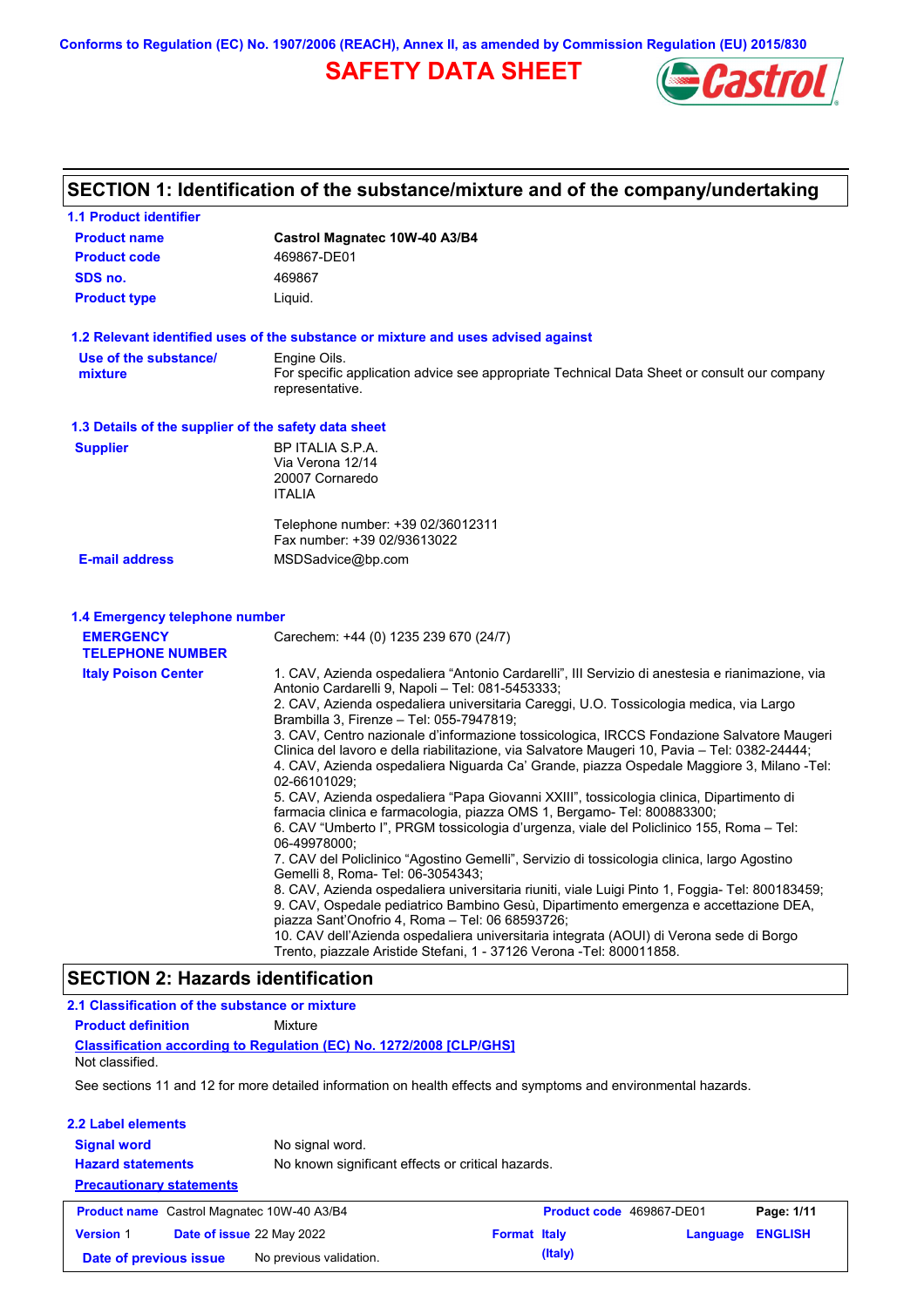Conforms to Regulation (EC) No. 1907/2006 (REACH), Annex II, as amended by Commission Regulation (EU) 2015/830

# SAFETY DATA SHEET

## SECTION 1: Identification of the substance/mixture and of the company/undertaking

### 1.1 Product identifier

| | |
|---|---|
| **Product name** | **Castrol Magnatec 10W-40 A3/B4** |
| **Product code** | 469867-DE01 |
| **SDS no.** | 469867 |
| **Product type** | Liquid. |

### 1.2 Relevant identified uses of the substance or mixture and uses advised against

| | |
|---|---|
| **Use of the substance/ mixture** | Engine Oils. For specific application advice see appropriate Technical Data Sheet or consult our company representative. |

### 1.3 Details of the supplier of the safety data sheet

| | |
|---|---|
| **Supplier** | BP ITALIA S.P.A.<br>Via Verona 12/14<br>20007 Cornaredo<br>ITALIA<br><br>Telephone number: +39 02/36012311<br>Fax number: +39 02/93613022 |
| **E-mail address** | MSDSadvice@bp.com |

### 1.4 Emergency telephone number

| | |
|---|---|
| **EMERGENCY TELEPHONE NUMBER** | Carechem: +44 (0) 1235 239 670 (24/7) |
| **Italy Poison Center** | 1. CAV, Azienda ospedaliera “Antonio Cardarelli”, III Servizio di anestesia e rianimazione, via Antonio Cardarelli 9, Napoli – Tel: 081-5453333;<br>2. CAV, Azienda ospedaliera universitaria Careggi, U.O. Tossicologia medica, via Largo Brambilla 3, Firenze – Tel: 055-7947819;<br>3. CAV, Centro nazionale d’informazione tossicologica, IRCCS Fondazione Salvatore Maugeri Clinica del lavoro e della riabilitazione, via Salvatore Maugeri 10, Pavia – Tel: 0382-24444;<br>4. CAV, Azienda ospedaliera Niguarda Ca’ Grande, piazza Ospedale Maggiore 3, Milano -Tel: 02-66101029;<br>5. CAV, Azienda ospedaliera “Papa Giovanni XXIII”, tossicologia clinica, Dipartimento di farmacia clinica e farmacologia, piazza OMS 1, Bergamo- Tel: 800883300;<br>6. CAV “Umberto I”, PRGM tossicologia d’urgenza, viale del Policlinico 155, Roma – Tel: 06-49978000;<br>7. CAV del Policlinico “Agostino Gemelli”, Servizio di tossicologia clinica, largo Agostino Gemelli 8, Roma- Tel: 06-3054343;<br>8. CAV, Azienda ospedaliera universitaria riuniti, viale Luigi Pinto 1, Foggia- Tel: 800183459;<br>9. CAV, Ospedale pediatrico Bambino Gesù, Dipartimento emergenza e accettazione DEA, piazza Sant’Onofrio 4, Roma – Tel: 06 68593726;<br>10. CAV dell’Azienda ospedaliera universitaria integrata (AOUI) di Verona sede di Borgo Trento, piazzale Aristide Stefani, 1 - 37126 Verona -Tel: 800011858. |

## SECTION 2: Hazards identification

### 2.1 Classification of the substance or mixture

**Product definition** Mixture

**Classification according to Regulation (EC) No. 1272/2008 [CLP/GHS]**

Not classified.

See sections 11 and 12 for more detailed information on health effects and symptoms and environmental hazards.

### 2.2 Label elements

| | |
|---|---|
| **Signal word** | No signal word. |
| **Hazard statements** | No known significant effects or critical hazards. |

**Precautionary statements**

| | | | |
|---|---|---|---|
| **Product name** Castrol Magnatec 10W-40 A3/B4 | | **Product code** 469867-DE01 | |
| **Version** 1 | **Date of issue** 22 May 2022 | **Format** Italy (Italy) | **Language** ENGLISH |
| **Date of previous issue** | No previous validation. | | |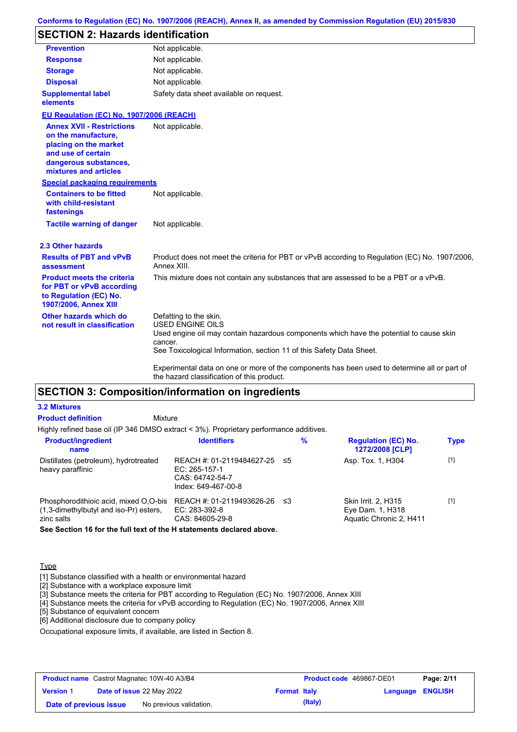## SECTION 2: Hazards identification

| | |
|---|---|
| **Prevention** | Not applicable. |
| **Response** | Not applicable. |
| **Storage** | Not applicable. |
| **Disposal** | Not applicable. |
| **Supplemental label elements** | Safety data sheet available on request. |

**EU Regulation (EC) No. 1907/2006 (REACH)**

| | |
|---|---|
| **Annex XVII - Restrictions on the manufacture, placing on the market and use of certain dangerous substances, mixtures and articles** | Not applicable. |

**Special packaging requirements**

| | |
|---|---|
| **Containers to be fitted with child-resistant fastenings** | Not applicable. |
| **Tactile warning of danger** | Not applicable. |

### 2.3 Other hazards

| | |
|---|---|
| **Results of PBT and vPvB assessment** | Product does not meet the criteria for PBT or vPvB according to Regulation (EC) No. 1907/2006, Annex XIII. |
| **Product meets the criteria for PBT or vPvB according to Regulation (EC) No. 1907/2006, Annex XIII** | This mixture does not contain any substances that are assessed to be a PBT or a vPvB. |
| **Other hazards which do not result in classification** | Defatting to the skin.<br>USED ENGINE OILS<br>Used engine oil may contain hazardous components which have the potential to cause skin cancer.<br>See Toxicological Information, section 11 of this Safety Data Sheet.<br><br>Experimental data on one or more of the components has been used to determine all or part of the hazard classification of this product. |

## SECTION 3: Composition/information on ingredients

### 3.2 Mixtures

**Product definition** Mixture

Highly refined base oil (IP 346 DMSO extract < 3%). Proprietary performance additives.

| Product/ingredient name | Identifiers | % | Regulation (EC) No. 1272/2008 [CLP] | Type |
|---|---|---|---|---|
| Distillates (petroleum), hydrotreated heavy paraffinic | REACH #: 01-2119484627-25<br>EC: 265-157-1<br>CAS: 64742-54-7<br>Index: 649-467-00-8 | ≤5 | Asp. Tox. 1, H304 | [1] |
| Phosphorodithioic acid, mixed O,O-bis (1,3-dimethylbutyl and iso-Pr) esters, zinc salts | REACH #: 01-2119493626-26<br>EC: 283-392-8<br>CAS: 84605-29-8 | ≤3 | Skin Irrit. 2, H315<br>Eye Dam. 1, H318<br>Aquatic Chronic 2, H411 | [1] |

**See Section 16 for the full text of the H statements declared above.**

Type

[1] Substance classified with a health or environmental hazard
[2] Substance with a workplace exposure limit
[3] Substance meets the criteria for PBT according to Regulation (EC) No. 1907/2006, Annex XIII
[4] Substance meets the criteria for vPvB according to Regulation (EC) No. 1907/2006, Annex XIII
[5] Substance of equivalent concern
[6] Additional disclosure due to company policy

Occupational exposure limits, if available, are listed in Section 8.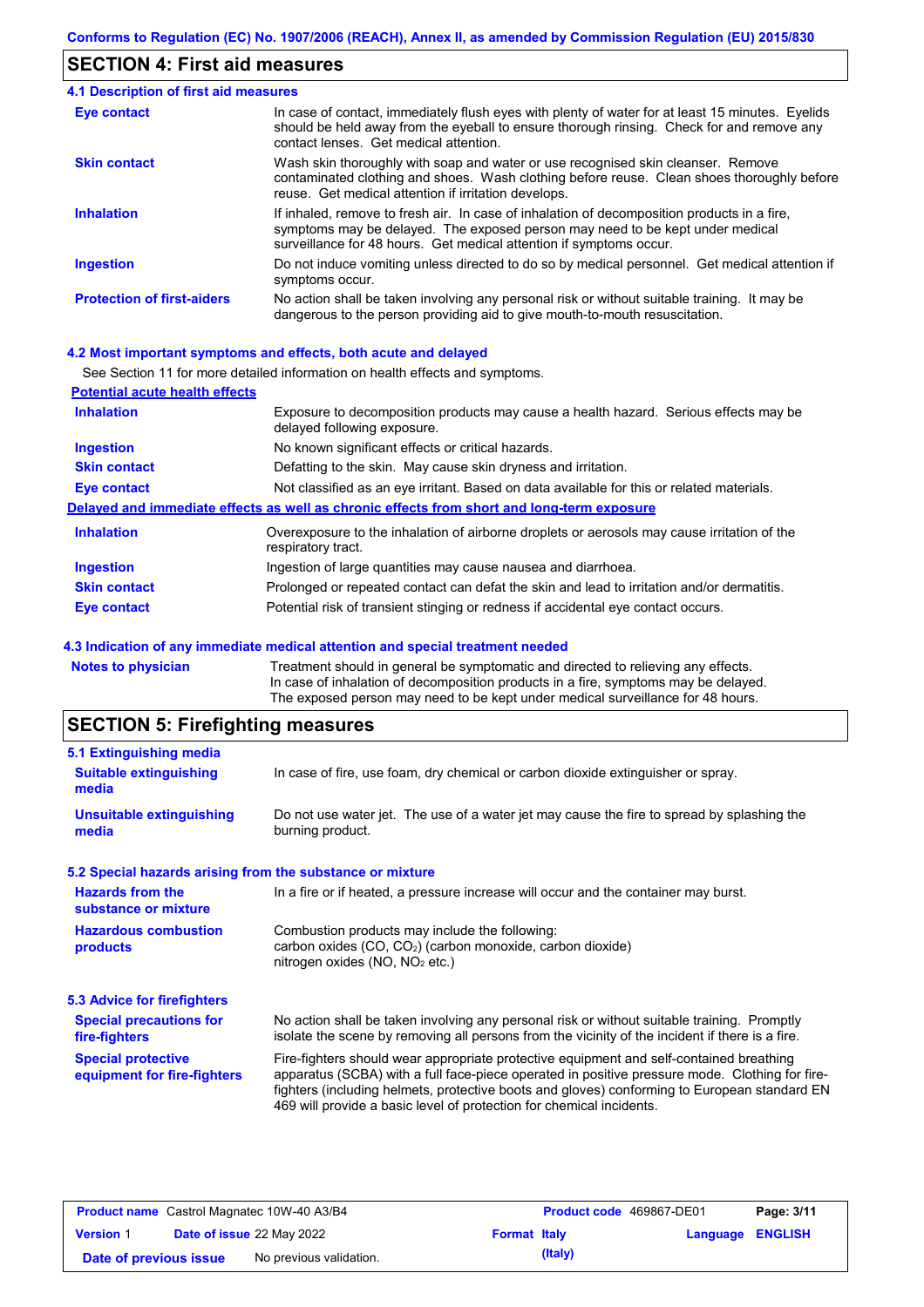## SECTION 4: First aid measures

### 4.1 Description of first aid measures

| | |
|---|---|
| **Eye contact** | In case of contact, immediately flush eyes with plenty of water for at least 15 minutes. Eyelids should be held away from the eyeball to ensure thorough rinsing. Check for and remove any contact lenses. Get medical attention. |
| **Skin contact** | Wash skin thoroughly with soap and water or use recognised skin cleanser. Remove contaminated clothing and shoes. Wash clothing before reuse. Clean shoes thoroughly before reuse. Get medical attention if irritation develops. |
| **Inhalation** | If inhaled, remove to fresh air. In case of inhalation of decomposition products in a fire, symptoms may be delayed. The exposed person may need to be kept under medical surveillance for 48 hours. Get medical attention if symptoms occur. |
| **Ingestion** | Do not induce vomiting unless directed to do so by medical personnel. Get medical attention if symptoms occur. |
| **Protection of first-aiders** | No action shall be taken involving any personal risk or without suitable training. It may be dangerous to the person providing aid to give mouth-to-mouth resuscitation. |

### 4.2 Most important symptoms and effects, both acute and delayed

See Section 11 for more detailed information on health effects and symptoms.

**Potential acute health effects**

| | |
|---|---|
| **Inhalation** | Exposure to decomposition products may cause a health hazard. Serious effects may be delayed following exposure. |
| **Ingestion** | No known significant effects or critical hazards. |
| **Skin contact** | Defatting to the skin. May cause skin dryness and irritation. |
| **Eye contact** | Not classified as an eye irritant. Based on data available for this or related materials. |

**Delayed and immediate effects as well as chronic effects from short and long-term exposure**

| | |
|---|---|
| **Inhalation** | Overexposure to the inhalation of airborne droplets or aerosols may cause irritation of the respiratory tract. |
| **Ingestion** | Ingestion of large quantities may cause nausea and diarrhoea. |
| **Skin contact** | Prolonged or repeated contact can defat the skin and lead to irritation and/or dermatitis. |
| **Eye contact** | Potential risk of transient stinging or redness if accidental eye contact occurs. |

### 4.3 Indication of any immediate medical attention and special treatment needed

| | |
|---|---|
| **Notes to physician** | Treatment should in general be symptomatic and directed to relieving any effects. In case of inhalation of decomposition products in a fire, symptoms may be delayed. The exposed person may need to be kept under medical surveillance for 48 hours. |

## SECTION 5: Firefighting measures

### 5.1 Extinguishing media

| | |
|---|---|
| **Suitable extinguishing media** | In case of fire, use foam, dry chemical or carbon dioxide extinguisher or spray. |
| **Unsuitable extinguishing media** | Do not use water jet. The use of a water jet may cause the fire to spread by splashing the burning product. |

### 5.2 Special hazards arising from the substance or mixture

| | |
|---|---|
| **Hazards from the substance or mixture** | In a fire or if heated, a pressure increase will occur and the container may burst. |
| **Hazardous combustion products** | Combustion products may include the following: carbon oxides (CO, $CO_2$) (carbon monoxide, carbon dioxide) nitrogen oxides (NO, $NO_2$ etc.) |

### 5.3 Advice for firefighters

| | |
|---|---|
| **Special precautions for fire-fighters** | No action shall be taken involving any personal risk or without suitable training. Promptly isolate the scene by removing all persons from the vicinity of the incident if there is a fire. |
| **Special protective equipment for fire-fighters** | Fire-fighters should wear appropriate protective equipment and self-contained breathing apparatus (SCBA) with a full face-piece operated in positive pressure mode. Clothing for fire-fighters (including helmets, protective boots and gloves) conforming to European standard EN 469 will provide a basic level of protection for chemical incidents. |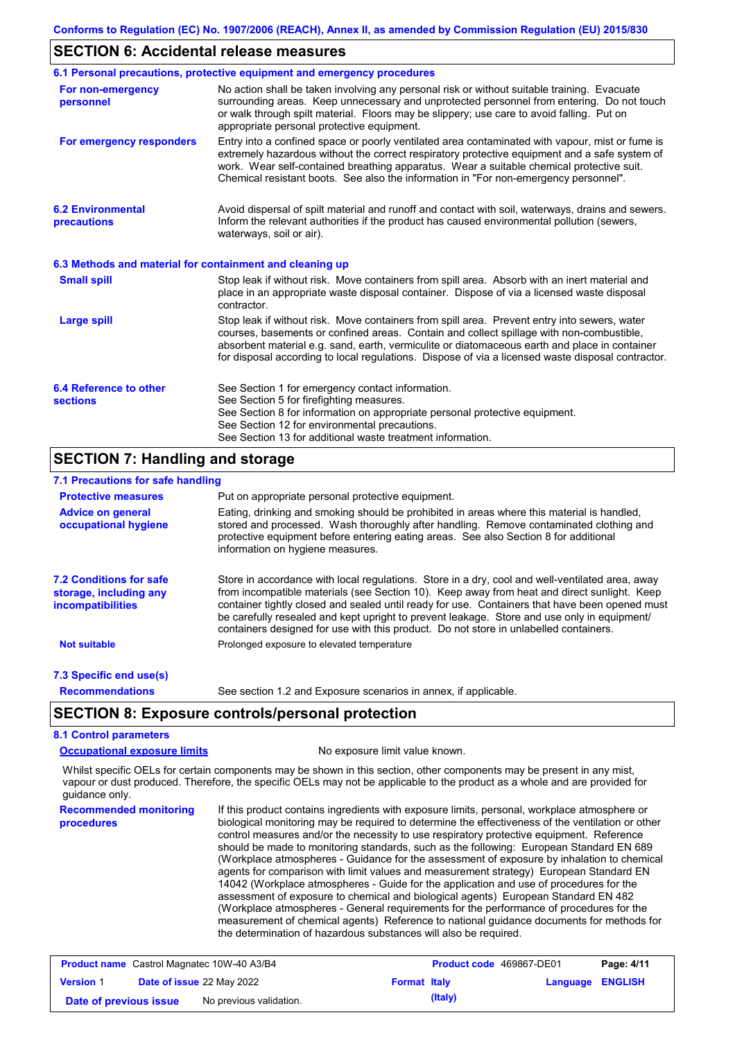## SECTION 6: Accidental release measures

### 6.1 Personal precautions, protective equipment and emergency procedures

**For non-emergency personnel**

No action shall be taken involving any personal risk or without suitable training. Evacuate surrounding areas. Keep unnecessary and unprotected personnel from entering. Do not touch or walk through spilt material. Floors may be slippery; use care to avoid falling. Put on appropriate personal protective equipment.

**For emergency responders**

Entry into a confined space or poorly ventilated area contaminated with vapour, mist or fume is extremely hazardous without the correct respiratory protective equipment and a safe system of work. Wear self-contained breathing apparatus. Wear a suitable chemical protective suit. Chemical resistant boots. See also the information in "For non-emergency personnel".

### 6.2 Environmental precautions

Avoid dispersal of spilt material and runoff and contact with soil, waterways, drains and sewers. Inform the relevant authorities if the product has caused environmental pollution (sewers, waterways, soil or air).

### 6.3 Methods and material for containment and cleaning up

**Small spill**

Stop leak if without risk. Move containers from spill area. Absorb with an inert material and place in an appropriate waste disposal container. Dispose of via a licensed waste disposal contractor.

**Large spill**

Stop leak if without risk. Move containers from spill area. Prevent entry into sewers, water courses, basements or confined areas. Contain and collect spillage with non-combustible, absorbent material e.g. sand, earth, vermiculite or diatomaceous earth and place in container for disposal according to local regulations. Dispose of via a licensed waste disposal contractor.

### 6.4 Reference to other sections

See Section 1 for emergency contact information.
See Section 5 for firefighting measures.
See Section 8 for information on appropriate personal protective equipment.
See Section 12 for environmental precautions.
See Section 13 for additional waste treatment information.

## SECTION 7: Handling and storage

### 7.1 Precautions for safe handling

**Protective measures**

Put on appropriate personal protective equipment.

**Advice on general occupational hygiene**

Eating, drinking and smoking should be prohibited in areas where this material is handled, stored and processed. Wash thoroughly after handling. Remove contaminated clothing and protective equipment before entering eating areas. See also Section 8 for additional information on hygiene measures.

### 7.2 Conditions for safe storage, including any incompatibilities

Store in accordance with local regulations. Store in a dry, cool and well-ventilated area, away from incompatible materials (see Section 10). Keep away from heat and direct sunlight. Keep container tightly closed and sealed until ready for use. Containers that have been opened must be carefully resealed and kept upright to prevent leakage. Store and use only in equipment/ containers designed for use with this product. Do not store in unlabelled containers.

**Not suitable**

Prolonged exposure to elevated temperature

### 7.3 Specific end use(s)

**Recommendations**

See section 1.2 and Exposure scenarios in annex, if applicable.

## SECTION 8: Exposure controls/personal protection

### 8.1 Control parameters

**Occupational exposure limits**

No exposure limit value known.

Whilst specific OELs for certain components may be shown in this section, other components may be present in any mist, vapour or dust produced. Therefore, the specific OELs may not be applicable to the product as a whole and are provided for guidance only.

**Recommended monitoring procedures**

If this product contains ingredients with exposure limits, personal, workplace atmosphere or biological monitoring may be required to determine the effectiveness of the ventilation or other control measures and/or the necessity to use respiratory protective equipment. Reference should be made to monitoring standards, such as the following: European Standard EN 689 (Workplace atmospheres - Guidance for the assessment of exposure by inhalation to chemical agents for comparison with limit values and measurement strategy) European Standard EN 14042 (Workplace atmospheres - Guide for the application and use of procedures for the assessment of exposure to chemical and biological agents) European Standard EN 482 (Workplace atmospheres - General requirements for the performance of procedures for the measurement of chemical agents) Reference to national guidance documents for methods for the determination of hazardous substances will also be required.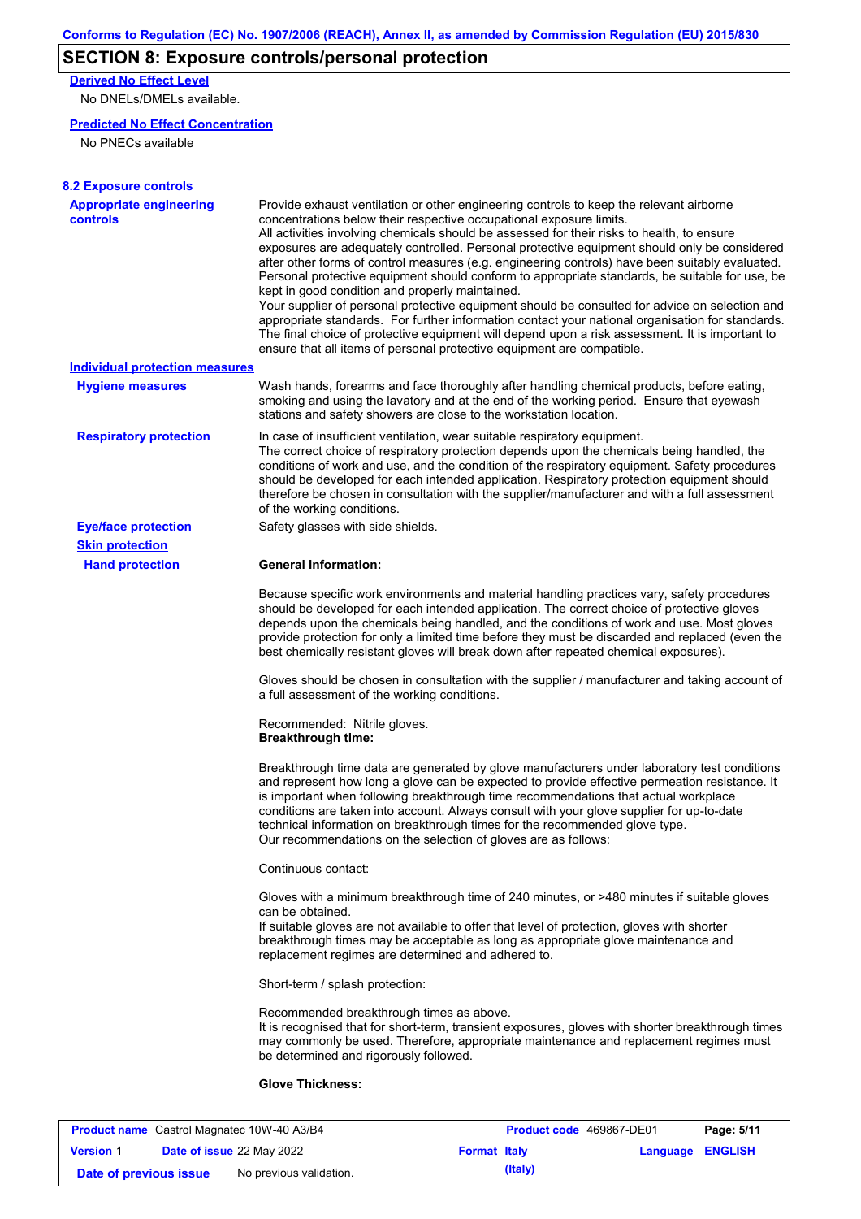## SECTION 8: Exposure controls/personal protection

**Derived No Effect Level**

No DNELs/DMELs available.

**Predicted No Effect Concentration**

No PNECs available

### 8.2 Exposure controls

**Appropriate engineering controls**

Provide exhaust ventilation or other engineering controls to keep the relevant airborne concentrations below their respective occupational exposure limits.
All activities involving chemicals should be assessed for their risks to health, to ensure exposures are adequately controlled. Personal protective equipment should only be considered after other forms of control measures (e.g. engineering controls) have been suitably evaluated. Personal protective equipment should conform to appropriate standards, be suitable for use, be kept in good condition and properly maintained.
Your supplier of personal protective equipment should be consulted for advice on selection and appropriate standards. For further information contact your national organisation for standards. The final choice of protective equipment will depend upon a risk assessment. It is important to ensure that all items of personal protective equipment are compatible.

**Individual protection measures**

**Hygiene measures**

Wash hands, forearms and face thoroughly after handling chemical products, before eating, smoking and using the lavatory and at the end of the working period. Ensure that eyewash stations and safety showers are close to the workstation location.

**Respiratory protection**

In case of insufficient ventilation, wear suitable respiratory equipment.
The correct choice of respiratory protection depends upon the chemicals being handled, the conditions of work and use, and the condition of the respiratory equipment. Safety procedures should be developed for each intended application. Respiratory protection equipment should therefore be chosen in consultation with the supplier/manufacturer and with a full assessment of the working conditions.

**Eye/face protection**

Safety glasses with side shields.

**Skin protection**

**Hand protection**

**General Information:**

Because specific work environments and material handling practices vary, safety procedures should be developed for each intended application. The correct choice of protective gloves depends upon the chemicals being handled, and the conditions of work and use. Most gloves provide protection for only a limited time before they must be discarded and replaced (even the best chemically resistant gloves will break down after repeated chemical exposures).

Gloves should be chosen in consultation with the supplier / manufacturer and taking account of a full assessment of the working conditions.

Recommended: Nitrile gloves.
**Breakthrough time:**

Breakthrough time data are generated by glove manufacturers under laboratory test conditions and represent how long a glove can be expected to provide effective permeation resistance. It is important when following breakthrough time recommendations that actual workplace conditions are taken into account. Always consult with your glove supplier for up-to-date technical information on breakthrough times for the recommended glove type.
Our recommendations on the selection of gloves are as follows:

Continuous contact:

Gloves with a minimum breakthrough time of 240 minutes, or >480 minutes if suitable gloves can be obtained.
If suitable gloves are not available to offer that level of protection, gloves with shorter breakthrough times may be acceptable as long as appropriate glove maintenance and replacement regimes are determined and adhered to.

Short-term / splash protection:

Recommended breakthrough times as above.
It is recognised that for short-term, transient exposures, gloves with shorter breakthrough times may commonly be used. Therefore, appropriate maintenance and replacement regimes must be determined and rigorously followed.

**Glove Thickness:**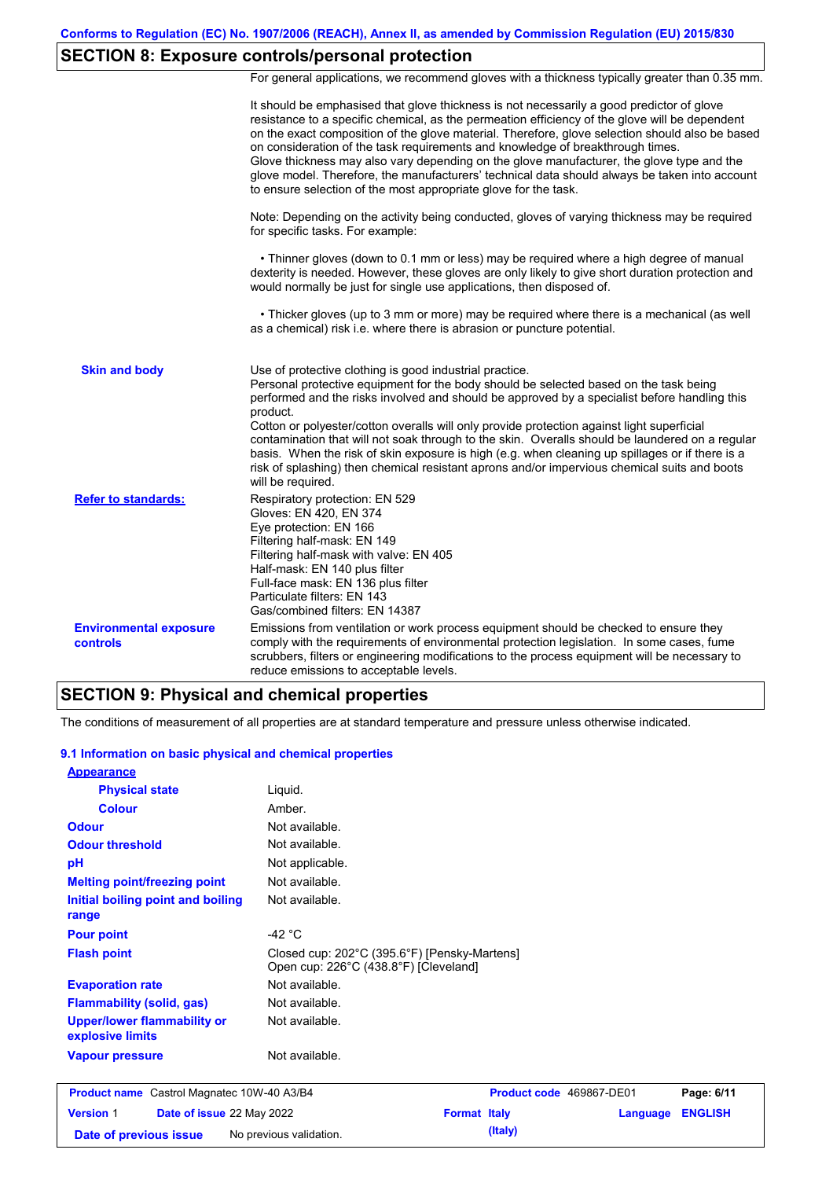## SECTION 8: Exposure controls/personal protection

For general applications, we recommend gloves with a thickness typically greater than 0.35 mm.

It should be emphasised that glove thickness is not necessarily a good predictor of glove resistance to a specific chemical, as the permeation efficiency of the glove will be dependent on the exact composition of the glove material. Therefore, glove selection should also be based on consideration of the task requirements and knowledge of breakthrough times.
Glove thickness may also vary depending on the glove manufacturer, the glove type and the glove model. Therefore, the manufacturers' technical data should always be taken into account to ensure selection of the most appropriate glove for the task.

Note: Depending on the activity being conducted, gloves of varying thickness may be required for specific tasks. For example:

• Thinner gloves (down to 0.1 mm or less) may be required where a high degree of manual dexterity is needed. However, these gloves are only likely to give short duration protection and would normally be just for single use applications, then disposed of.

• Thicker gloves (up to 3 mm or more) may be required where there is a mechanical (as well as a chemical) risk i.e. where there is abrasion or puncture potential.

**Skin and body**

Use of protective clothing is good industrial practice.
Personal protective equipment for the body should be selected based on the task being performed and the risks involved and should be approved by a specialist before handling this product.
Cotton or polyester/cotton overalls will only provide protection against light superficial contamination that will not soak through to the skin. Overalls should be laundered on a regular basis. When the risk of skin exposure is high (e.g. when cleaning up spillages or if there is a risk of splashing) then chemical resistant aprons and/or impervious chemical suits and boots will be required.

**Refer to standards:**

Respiratory protection: EN 529
Gloves: EN 420, EN 374
Eye protection: EN 166
Filtering half-mask: EN 149
Filtering half-mask with valve: EN 405
Half-mask: EN 140 plus filter
Full-face mask: EN 136 plus filter
Particulate filters: EN 143
Gas/combined filters: EN 14387

**Environmental exposure controls**

Emissions from ventilation or work process equipment should be checked to ensure they comply with the requirements of environmental protection legislation. In some cases, fume scrubbers, filters or engineering modifications to the process equipment will be necessary to reduce emissions to acceptable levels.

## SECTION 9: Physical and chemical properties

The conditions of measurement of all properties are at standard temperature and pressure unless otherwise indicated.

### 9.1 Information on basic physical and chemical properties

| Property | Value |
|---|---|
| **Appearance** | |
| Physical state | Liquid. |
| Colour | Amber. |
| Odour | Not available. |
| Odour threshold | Not available. |
| pH | Not applicable. |
| Melting point/freezing point | Not available. |
| Initial boiling point and boiling range | Not available. |
| Pour point | -42 °C |
| Flash point | Closed cup: 202°C (395.6°F) [Pensky-Martens]<br>Open cup: 226°C (438.8°F) [Cleveland] |
| Evaporation rate | Not available. |
| Flammability (solid, gas) | Not available. |
| Upper/lower flammability or explosive limits | Not available. |
| Vapour pressure | Not available. |

| Product name | Castrol Magnatec 10W-40 A3/B4 | Product code | 469867-DE01 |
|---|---|---|---|
| Version | 1 | Date of issue | 22 May 2022 |
| Format | Italy (Italy) | Language | ENGLISH |
| Date of previous issue | No previous validation. | | |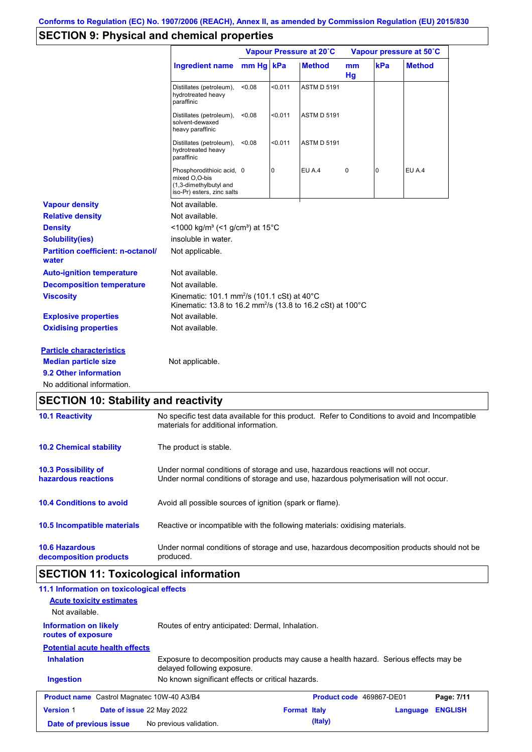Conforms to Regulation (EC) No. 1907/2006 (REACH), Annex II, as amended by Commission Regulation (EU) 2015/830

## SECTION 9: Physical and chemical properties

| | Vapour Pressure at 20˚C | | | Vapour pressure at 50˚C | | |
|---|---|---|---|---|---|---|
| **Ingredient name** | **mm Hg** | **kPa** | **Method** | **mm Hg** | **kPa** | **Method** |
| Distillates (petroleum), hydrotreated heavy paraffinic | <0.08 | <0.011 | ASTM D 5191 | | | |
| Distillates (petroleum), solvent-dewaxed heavy paraffinic | <0.08 | <0.011 | ASTM D 5191 | | | |
| Distillates (petroleum), hydrotreated heavy paraffinic | <0.08 | <0.011 | ASTM D 5191 | | | |
| Phosphorodithioic acid, mixed O,O-bis (1,3-dimethylbutyl and iso-Pr) esters, zinc salts | 0 | 0 | EU A.4 | 0 | 0 | EU A.4 |

**Vapour density** Not available.

**Relative density** Not available.

**Density** <1000 kg/m³ (<1 g/cm³) at 15°C

**Solubility(ies)** insoluble in water.

**Partition coefficient: n-octanol/ water** Not applicable.

**Auto-ignition temperature** Not available.

**Decomposition temperature** Not available.

**Viscosity** Kinematic: 101.1 mm²/s (101.1 cSt) at 40°C
Kinematic: 13.8 to 16.2 mm²/s (13.8 to 16.2 cSt) at 100°C

**Explosive properties** Not available.

**Oxidising properties** Not available.

**Particle characteristics**

**Median particle size** Not applicable.

**9.2 Other information**

No additional information.

## SECTION 10: Stability and reactivity

**10.1 Reactivity** No specific test data available for this product. Refer to Conditions to avoid and Incompatible materials for additional information.

**10.2 Chemical stability** The product is stable.

**10.3 Possibility of hazardous reactions** Under normal conditions of storage and use, hazardous reactions will not occur.
Under normal conditions of storage and use, hazardous polymerisation will not occur.

**10.4 Conditions to avoid** Avoid all possible sources of ignition (spark or flame).

**10.5 Incompatible materials** Reactive or incompatible with the following materials: oxidising materials.

**10.6 Hazardous decomposition products** Under normal conditions of storage and use, hazardous decomposition products should not be produced.

## SECTION 11: Toxicological information

**11.1 Information on toxicological effects**

**Acute toxicity estimates**

Not available.

**Information on likely routes of exposure** Routes of entry anticipated: Dermal, Inhalation.

**Potential acute health effects**

**Inhalation** Exposure to decomposition products may cause a health hazard. Serious effects may be delayed following exposure.

**Ingestion** No known significant effects or critical hazards.

| **Product name** Castrol Magnatec 10W-40 A3/B4 | **Product code** 469867-DE01 | |
|---|---|---|
| **Version** 1 **Date of issue** 22 May 2022 | **Format** Italy (Italy) | **Language** ENGLISH |
| **Date of previous issue** No previous validation. | | |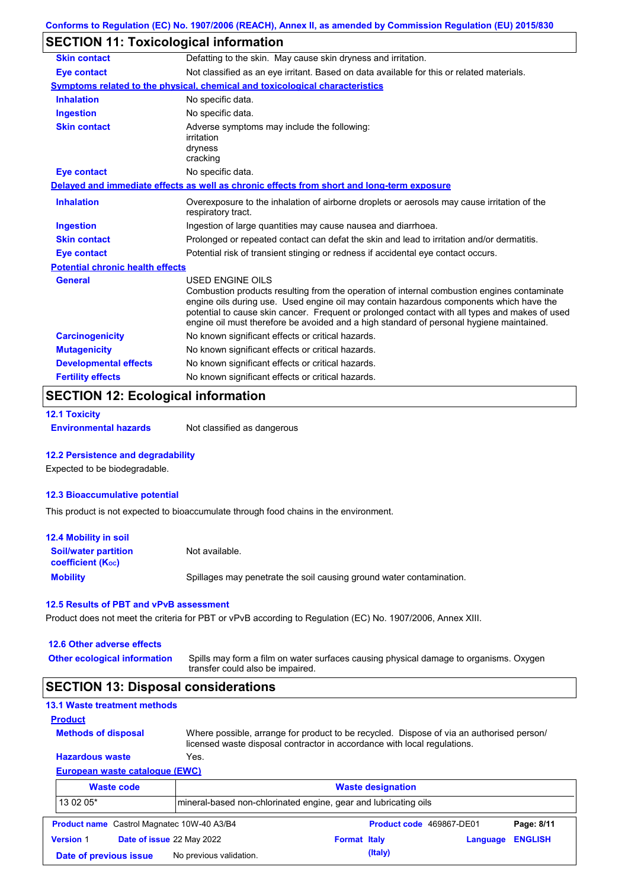Conforms to Regulation (EC) No. 1907/2006 (REACH), Annex II, as amended by Commission Regulation (EU) 2015/830

## SECTION 11: Toxicological information

**Skin contact** Defatting to the skin. May cause skin dryness and irritation.

**Eye contact** Not classified as an eye irritant. Based on data available for this or related materials.

**Symptoms related to the physical, chemical and toxicological characteristics**

**Inhalation** No specific data.

**Ingestion** No specific data.

**Skin contact** Adverse symptoms may include the following:
irritation
dryness
cracking

**Eye contact** No specific data.

**Delayed and immediate effects as well as chronic effects from short and long-term exposure**

**Inhalation** Overexposure to the inhalation of airborne droplets or aerosols may cause irritation of the respiratory tract.

**Ingestion** Ingestion of large quantities may cause nausea and diarrhoea.

**Skin contact** Prolonged or repeated contact can defat the skin and lead to irritation and/or dermatitis.

**Eye contact** Potential risk of transient stinging or redness if accidental eye contact occurs.

**Potential chronic health effects**

**General** USED ENGINE OILS
Combustion products resulting from the operation of internal combustion engines contaminate engine oils during use. Used engine oil may contain hazardous components which have the potential to cause skin cancer. Frequent or prolonged contact with all types and makes of used engine oil must therefore be avoided and a high standard of personal hygiene maintained.

**Carcinogenicity** No known significant effects or critical hazards.

**Mutagenicity** No known significant effects or critical hazards.

**Developmental effects** No known significant effects or critical hazards.

**Fertility effects** No known significant effects or critical hazards.

## SECTION 12: Ecological information

### 12.1 Toxicity

**Environmental hazards** Not classified as dangerous

### 12.2 Persistence and degradability

Expected to be biodegradable.

### 12.3 Bioaccumulative potential

This product is not expected to bioaccumulate through food chains in the environment.

### 12.4 Mobility in soil

**Soil/water partition coefficient ($K_{OC}$)** Not available.

**Mobility** Spillages may penetrate the soil causing ground water contamination.

### 12.5 Results of PBT and vPvB assessment

Product does not meet the criteria for PBT or vPvB according to Regulation (EC) No. 1907/2006, Annex XIII.

### 12.6 Other adverse effects

**Other ecological information** Spills may form a film on water surfaces causing physical damage to organisms. Oxygen transfer could also be impaired.

## SECTION 13: Disposal considerations

### 13.1 Waste treatment methods

**Product**

**Methods of disposal** Where possible, arrange for product to be recycled. Dispose of via an authorised person/ licensed waste disposal contractor in accordance with local regulations.

**Hazardous waste** Yes.

**European waste catalogue (EWC)**

| Waste code | Waste designation |
|---|---|
| 13 02 05* | mineral-based non-chlorinated engine, gear and lubricating oils |

| | | | |
|---|---|---|---|
| **Product name** Castrol Magnatec 10W-40 A3/B4 | | **Product code** 469867-DE01 | **Page: 8/11** |
| **Version** 1 | **Date of issue** 22 May 2022 | **Format** Italy (Italy) | **Language** ENGLISH |
| **Date of previous issue** | No previous validation. | | |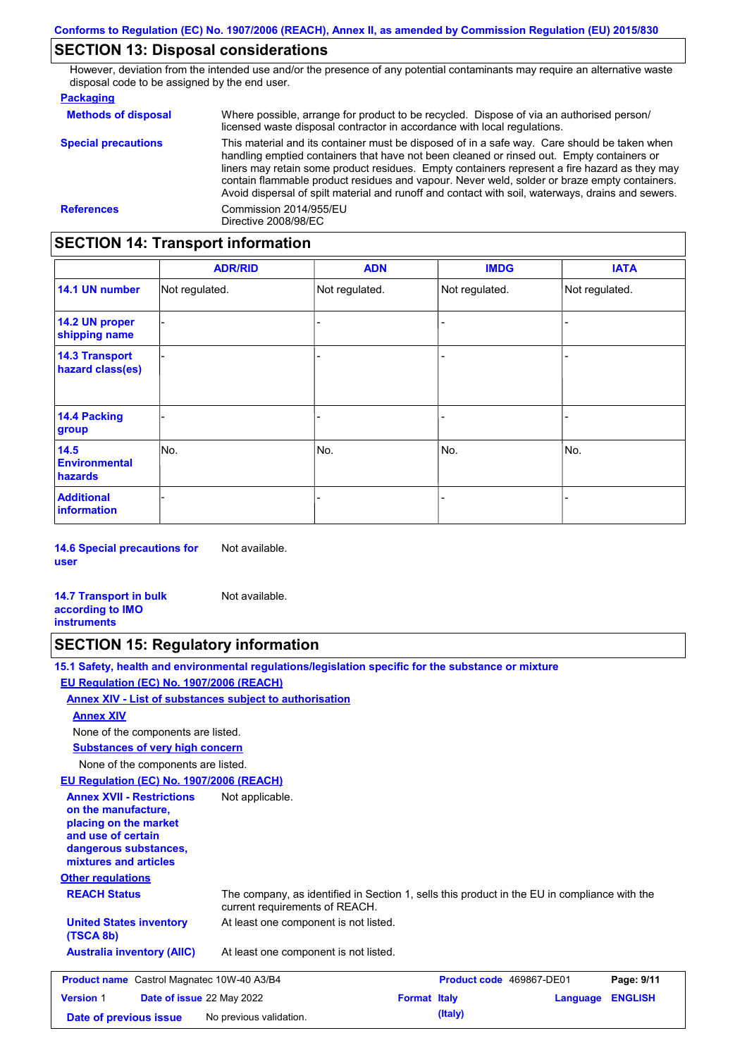## SECTION 13: Disposal considerations

However, deviation from the intended use and/or the presence of any potential contaminants may require an alternative waste disposal code to be assigned by the end user.

**Packaging**

**Methods of disposal** Where possible, arrange for product to be recycled. Dispose of via an authorised person/ licensed waste disposal contractor in accordance with local regulations.

**Special precautions** This material and its container must be disposed of in a safe way. Care should be taken when handling emptied containers that have not been cleaned or rinsed out. Empty containers or liners may retain some product residues. Empty containers represent a fire hazard as they may contain flammable product residues and vapour. Never weld, solder or braze empty containers. Avoid dispersal of spilt material and runoff and contact with soil, waterways, drains and sewers.

**References** Commission 2014/955/EU
Directive 2008/98/EC

## SECTION 14: Transport information

| | ADR/RID | ADN | IMDG | IATA |
|---|---|---|---|---|
| **14.1 UN number** | Not regulated. | Not regulated. | Not regulated. | Not regulated. |
| **14.2 UN proper shipping name** | - | - | - | - |
| **14.3 Transport hazard class(es)** | - | - | - | - |
| **14.4 Packing group** | - | - | - | - |
| **14.5 Environmental hazards** | No. | No. | No. | No. |
| **Additional information** | - | - | - | - |

**14.6 Special precautions for user** Not available.

**14.7 Transport in bulk according to IMO instruments** Not available.

## SECTION 15: Regulatory information

**15.1 Safety, health and environmental regulations/legislation specific for the substance or mixture**

**EU Regulation (EC) No. 1907/2006 (REACH)**

**Annex XIV - List of substances subject to authorisation**

**Annex XIV**

None of the components are listed.

**Substances of very high concern**

None of the components are listed.

**EU Regulation (EC) No. 1907/2006 (REACH)**

**Annex XVII - Restrictions on the manufacture, placing on the market and use of certain dangerous substances, mixtures and articles** Not applicable.

**Other regulations**

**REACH Status** The company, as identified in Section 1, sells this product in the EU in compliance with the current requirements of REACH.

**United States inventory (TSCA 8b)** At least one component is not listed.

**Australia inventory (AIIC)** At least one component is not listed.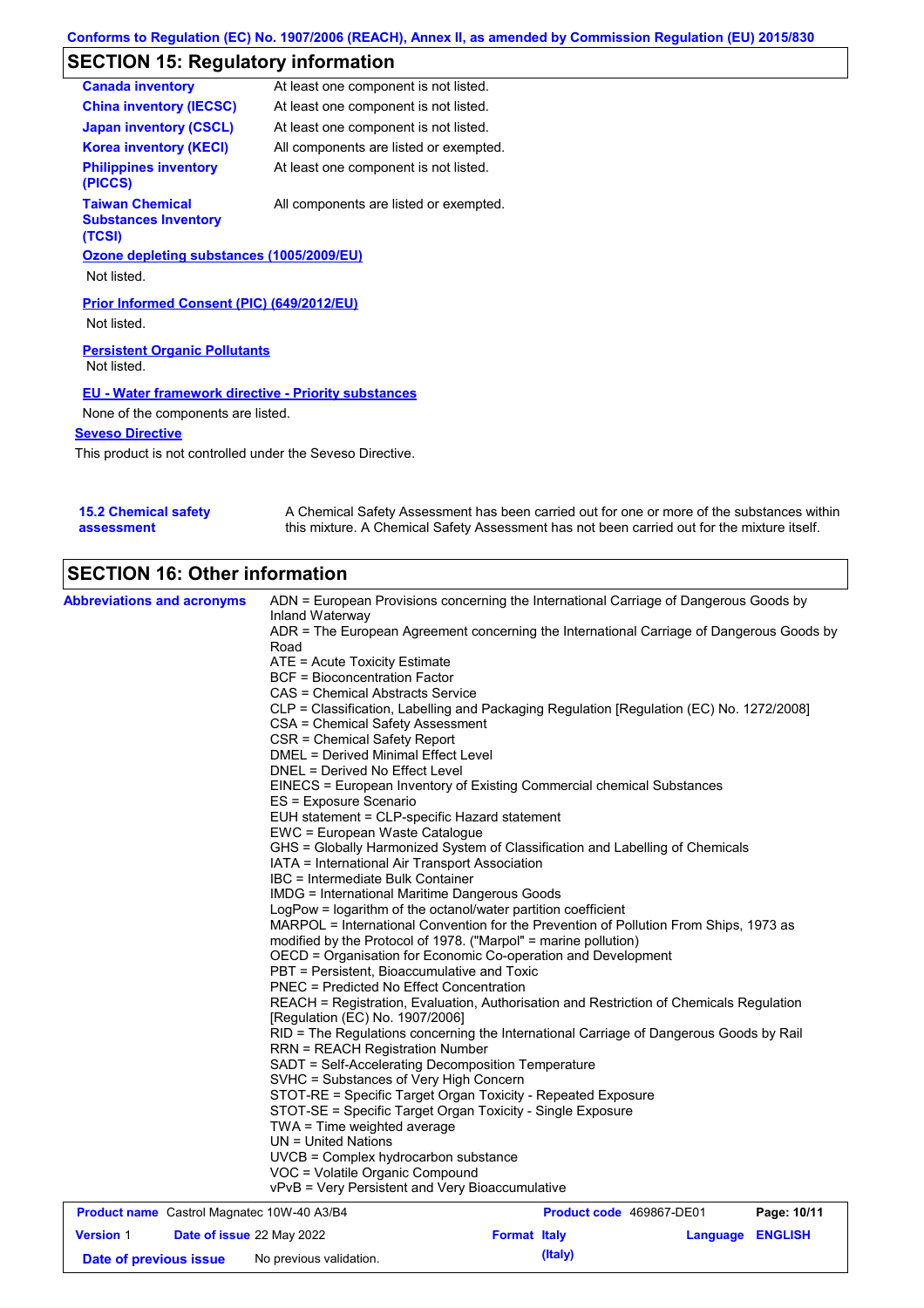## SECTION 15: Regulatory information

| | |
|---|---|
| **Canada inventory** | At least one component is not listed. |
| **China inventory (IECSC)** | At least one component is not listed. |
| **Japan inventory (CSCL)** | At least one component is not listed. |
| **Korea inventory (KECI)** | All components are listed or exempted. |
| **Philippines inventory (PICCS)** | At least one component is not listed. |
| **Taiwan Chemical Substances Inventory (TCSI)** | All components are listed or exempted. |

**Ozone depleting substances (1005/2009/EU)**

Not listed.

**Prior Informed Consent (PIC) (649/2012/EU)**

Not listed.

**Persistent Organic Pollutants**

Not listed.

**EU - Water framework directive - Priority substances**

None of the components are listed.

**Seveso Directive**

This product is not controlled under the Seveso Directive.

**15.2 Chemical safety assessment**

A Chemical Safety Assessment has been carried out for one or more of the substances within this mixture. A Chemical Safety Assessment has not been carried out for the mixture itself.

## SECTION 16: Other information

**Abbreviations and acronyms**

ADN = European Provisions concerning the International Carriage of Dangerous Goods by Inland Waterway
ADR = The European Agreement concerning the International Carriage of Dangerous Goods by Road
ATE = Acute Toxicity Estimate
BCF = Bioconcentration Factor
CAS = Chemical Abstracts Service
CLP = Classification, Labelling and Packaging Regulation [Regulation (EC) No. 1272/2008]
CSA = Chemical Safety Assessment
CSR = Chemical Safety Report
DMEL = Derived Minimal Effect Level
DNEL = Derived No Effect Level
EINECS = European Inventory of Existing Commercial chemical Substances
ES = Exposure Scenario
EUH statement = CLP-specific Hazard statement
EWC = European Waste Catalogue
GHS = Globally Harmonized System of Classification and Labelling of Chemicals
IATA = International Air Transport Association
IBC = Intermediate Bulk Container
IMDG = International Maritime Dangerous Goods
LogPow = logarithm of the octanol/water partition coefficient
MARPOL = International Convention for the Prevention of Pollution From Ships, 1973 as modified by the Protocol of 1978. ("Marpol" = marine pollution)
OECD = Organisation for Economic Co-operation and Development
PBT = Persistent, Bioaccumulative and Toxic
PNEC = Predicted No Effect Concentration
REACH = Registration, Evaluation, Authorisation and Restriction of Chemicals Regulation [Regulation (EC) No. 1907/2006]
RID = The Regulations concerning the International Carriage of Dangerous Goods by Rail
RRN = REACH Registration Number
SADT = Self-Accelerating Decomposition Temperature
SVHC = Substances of Very High Concern
STOT-RE = Specific Target Organ Toxicity - Repeated Exposure
STOT-SE = Specific Target Organ Toxicity - Single Exposure
TWA = Time weighted average
UN = United Nations
UVCB = Complex hydrocarbon substance
VOC = Volatile Organic Compound
vPvB = Very Persistent and Very Bioaccumulative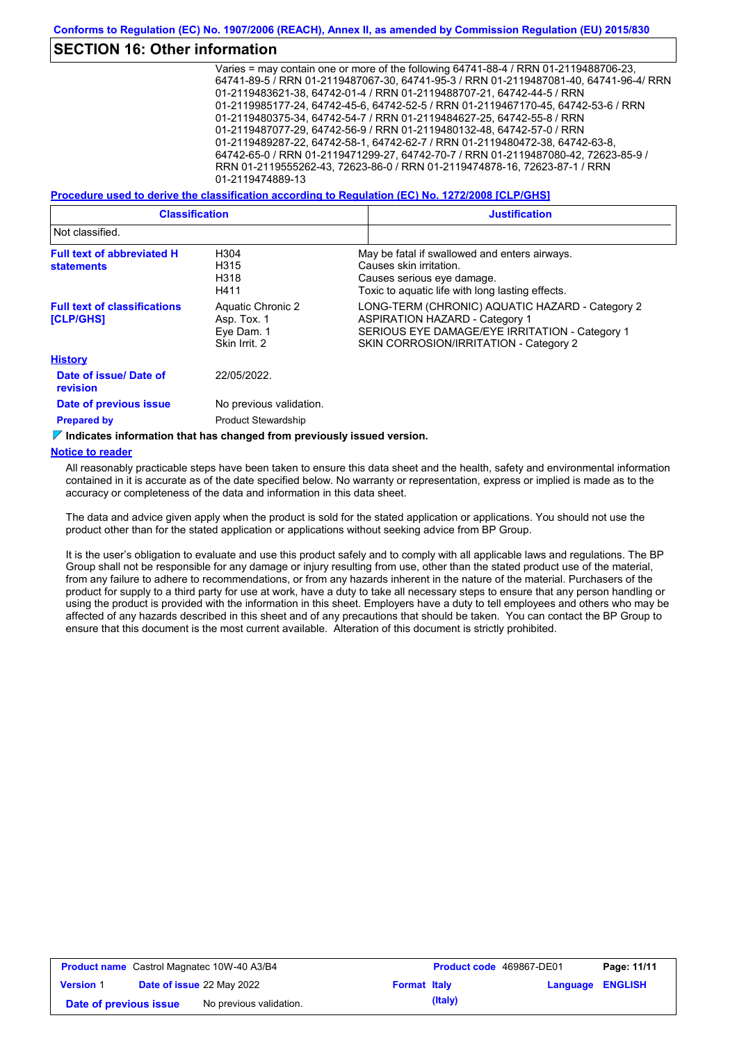## SECTION 16: Other information

Varies = may contain one or more of the following 64741-88-4 / RRN 01-2119488706-23, 64741-89-5 / RRN 01-2119487067-30, 64741-95-3 / RRN 01-2119487081-40, 64741-96-4/ RRN 01-2119483621-38, 64742-01-4 / RRN 01-2119488707-21, 64742-44-5 / RRN 01-2119985177-24, 64742-45-6, 64742-52-5 / RRN 01-2119467170-45, 64742-53-6 / RRN 01-2119480375-34, 64742-54-7 / RRN 01-2119484627-25, 64742-55-8 / RRN 01-2119487077-29, 64742-56-9 / RRN 01-2119480132-48, 64742-57-0 / RRN 01-2119489287-22, 64742-58-1, 64742-62-7 / RRN 01-2119480472-38, 64742-63-8, 64742-65-0 / RRN 01-2119471299-27, 64742-70-7 / RRN 01-2119487080-42, 72623-85-9 / RRN 01-2119555262-43, 72623-86-0 / RRN 01-2119474878-16, 72623-87-1 / RRN 01-2119474889-13

**Procedure used to derive the classification according to Regulation (EC) No. 1272/2008 [CLP/GHS]**

| Classification | Justification |
|---|---|
| Not classified. | |

**Full text of abbreviated H statements**

| | | |
|---|---|---|
| H304 | May be fatal if swallowed and enters airways. |
| H315 | Causes skin irritation. |
| H318 | Causes serious eye damage. |
| H411 | Toxic to aquatic life with long lasting effects. |

**Full text of classifications [CLP/GHS]**

| | |
|---|---|
| Aquatic Chronic 2 | LONG-TERM (CHRONIC) AQUATIC HAZARD - Category 2 |
| Asp. Tox. 1 | ASPIRATION HAZARD - Category 1 |
| Eye Dam. 1 | SERIOUS EYE DAMAGE/EYE IRRITATION - Category 1 |
| Skin Irrit. 2 | SKIN CORROSION/IRRITATION - Category 2 |

**History**

**Date of issue/ Date of revision** 22/05/2022.

**Date of previous issue** No previous validation.

**Prepared by** Product Stewardship

**Indicates information that has changed from previously issued version.**

**Notice to reader**

All reasonably practicable steps have been taken to ensure this data sheet and the health, safety and environmental information contained in it is accurate as of the date specified below. No warranty or representation, express or implied is made as to the accuracy or completeness of the data and information in this data sheet.

The data and advice given apply when the product is sold for the stated application or applications. You should not use the product other than for the stated application or applications without seeking advice from BP Group.

It is the user's obligation to evaluate and use this product safely and to comply with all applicable laws and regulations. The BP Group shall not be responsible for any damage or injury resulting from use, other than the stated product use of the material, from any failure to adhere to recommendations, or from any hazards inherent in the nature of the material. Purchasers of the product for supply to a third party for use at work, have a duty to take all necessary steps to ensure that any person handling or using the product is provided with the information in this sheet. Employers have a duty to tell employees and others who may be affected of any hazards described in this sheet and of any precautions that should be taken. You can contact the BP Group to ensure that this document is the most current available. Alteration of this document is strictly prohibited.